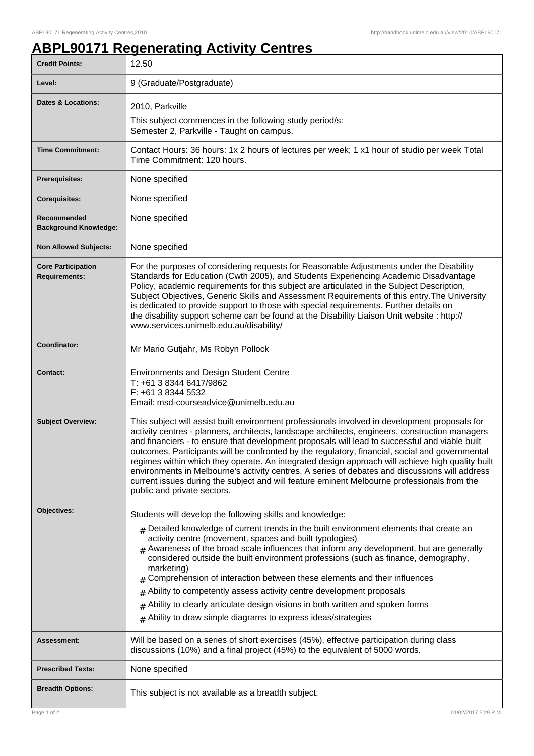# ABPL90171 Regenerating Activity Centres

| | |
|---|---|
| **Credit Points:** | 12.50 |
| **Level:** | 9 (Graduate/Postgraduate) |
| **Dates & Locations:** | 2010, Parkville<br>This subject commences in the following study period/s:<br>Semester 2, Parkville - Taught on campus. |
| **Time Commitment:** | Contact Hours: 36 hours: 1x 2 hours of lectures per week; 1 x1 hour of studio per week Total Time Commitment: 120 hours. |
| **Prerequisites:** | None specified |
| **Corequisites:** | None specified |
| **Recommended Background Knowledge:** | None specified |
| **Non Allowed Subjects:** | None specified |
| **Core Participation Requirements:** | For the purposes of considering requests for Reasonable Adjustments under the Disability Standards for Education (Cwth 2005), and Students Experiencing Academic Disadvantage Policy, academic requirements for this subject are articulated in the Subject Description, Subject Objectives, Generic Skills and Assessment Requirements of this entry.The University is dedicated to provide support to those with special requirements. Further details on the disability support scheme can be found at the Disability Liaison Unit website : http://www.services.unimelb.edu.au/disability/ |
| **Coordinator:** | Mr Mario Gutjahr, Ms Robyn Pollock |
| **Contact:** | Environments and Design Student Centre<br>T: +61 3 8344 6417/9862<br>F: +61 3 8344 5532<br>Email: msd-courseadvice@unimelb.edu.au |
| **Subject Overview:** | This subject will assist built environment professionals involved in development proposals for activity centres - planners, architects, landscape architects, engineers, construction managers and financiers - to ensure that development proposals will lead to successful and viable built outcomes. Participants will be confronted by the regulatory, financial, social and governmental regimes within which they operate. An integrated design approach will achieve high quality built environments in Melbourne's activity centres. A series of debates and discussions will address current issues during the subject and will feature eminent Melbourne professionals from the public and private sectors. |
| **Objectives:** | Students will develop the following skills and knowledge:<br># Detailed knowledge of current trends in the built environment elements that create an activity centre (movement, spaces and built typologies)<br># Awareness of the broad scale influences that inform any development, but are generally considered outside the built environment professions (such as finance, demography, marketing)<br># Comprehension of interaction between these elements and their influences<br># Ability to competently assess activity centre development proposals<br># Ability to clearly articulate design visions in both written and spoken forms<br># Ability to draw simple diagrams to express ideas/strategies |
| **Assessment:** | Will be based on a series of short exercises (45%), effective participation during class discussions (10%) and a final project (45%) to the equivalent of 5000 words. |
| **Prescribed Texts:** | None specified |
| **Breadth Options:** | This subject is not available as a breadth subject. |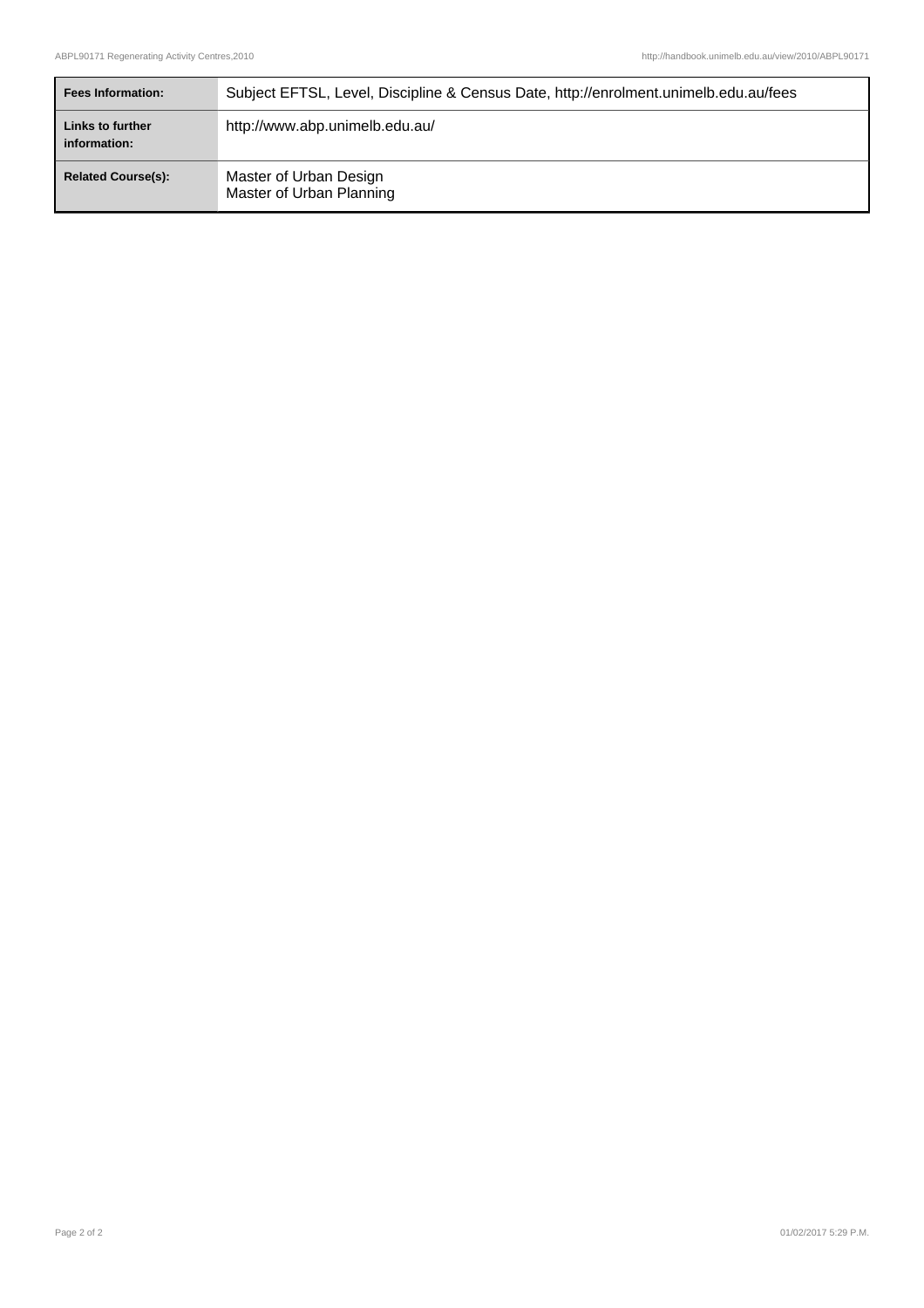| | |
|---|---|
| **Fees Information:** | Subject EFTSL, Level, Discipline & Census Date, http://enrolment.unimelb.edu.au/fees |
| **Links to further information:** | http://www.abp.unimelb.edu.au/ |
| **Related Course(s):** | Master of Urban Design<br>Master of Urban Planning |